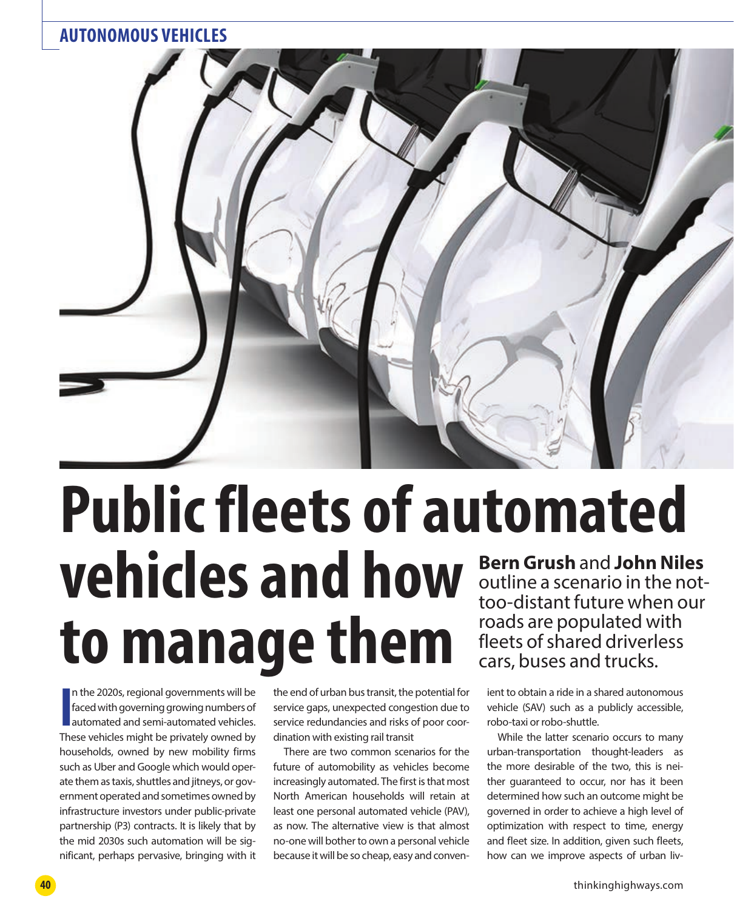# Public fleets of automated vehicles and how to manage them

**Bern Grush** and **John Niles** outline a scenario in the not-too-distant future when our roads are populated with fleets of shared driverless cars, buses and trucks.

In the 2020s, regional governments will be faced with governing growing numbers of automated and semi-automated vehicles. These vehicles might be privately owned by households, owned by new mobility firms such as Uber and Google which would operate them as taxis, shuttles and jitneys, or government operated and sometimes owned by infrastructure investors under public-private partnership (P3) contracts. It is likely that by the mid 2030s such automation will be significant, perhaps pervasive, bringing with it the end of urban bus transit, the potential for service gaps, unexpected congestion due to service redundancies and risks of poor coordination with existing rail transit

There are two common scenarios for the future of automobility as vehicles become increasingly automated. The first is that most North American households will retain at least one personal automated vehicle (PAV), as now. The alternative view is that almost no-one will bother to own a personal vehicle because it will be so cheap, easy and convenient to obtain a ride in a shared autonomous vehicle (SAV) such as a publicly accessible, robo-taxi or robo-shuttle.

While the latter scenario occurs to many urban-transportation thought-leaders as the more desirable of the two, this is neither guaranteed to occur, nor has it been determined how such an outcome might be governed in order to achieve a high level of optimization with respect to time, energy and fleet size. In addition, given such fleets, how can we improve aspects of urban liv-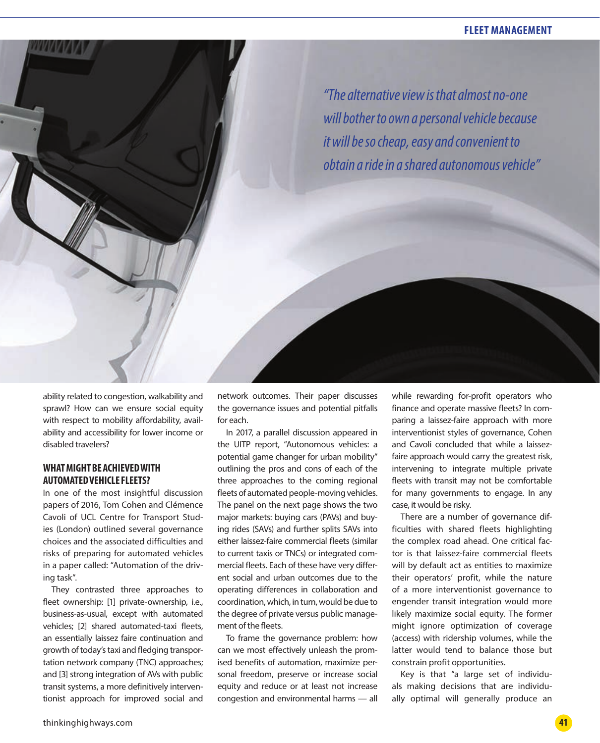*"The alternative view is that almost no-one will bother to own a personal vehicle because it will be so cheap, easy and convenient to obtain a ride in a shared autonomous vehicle"*

ability related to congestion, walkability and sprawl? How can we ensure social equity with respect to mobility affordability, availability and accessibility for lower income or disabled travelers?

## WHAT MIGHT BE ACHIEVED WITH AUTOMATED VEHICLE FLEETS?

In one of the most insightful discussion papers of 2016, Tom Cohen and Clémence Cavoli of UCL Centre for Transport Studies (London) outlined several governance choices and the associated difficulties and risks of preparing for automated vehicles in a paper called: "Automation of the driving task".

They contrasted three approaches to fleet ownership: [1] private-ownership, i.e., business-as-usual, except with automated vehicles; [2] shared automated-taxi fleets, an essentially laissez faire continuation and growth of today's taxi and fledging transportation network company (TNC) approaches; and [3] strong integration of AVs with public transit systems, a more definitively interventionist approach for improved social and network outcomes. Their paper discusses the governance issues and potential pitfalls for each.

In 2017, a parallel discussion appeared in the UITP report, "Autonomous vehicles: a potential game changer for urban mobility" outlining the pros and cons of each of the three approaches to the coming regional fleets of automated people-moving vehicles. The panel on the next page shows the two major markets: buying cars (PAVs) and buying rides (SAVs) and further splits SAVs into either laissez-faire commercial fleets (similar to current taxis or TNCs) or integrated commercial fleets. Each of these have very different social and urban outcomes due to the operating differences in collaboration and coordination, which, in turn, would be due to the degree of private versus public management of the fleets.

To frame the governance problem: how can we most effectively unleash the promised benefits of automation, maximize personal freedom, preserve or increase social equity and reduce or at least not increase congestion and environmental harms — all while rewarding for-profit operators who finance and operate massive fleets? In comparing a laissez-faire approach with more interventionist styles of governance, Cohen and Cavoli concluded that while a laissez-faire approach would carry the greatest risk, intervening to integrate multiple private fleets with transit may not be comfortable for many governments to engage. In any case, it would be risky.

There are a number of governance difficulties with shared fleets highlighting the complex road ahead. One critical factor is that laissez-faire commercial fleets will by default act as entities to maximize their operators' profit, while the nature of a more interventionist governance to engender transit integration would more likely maximize social equity. The former might ignore optimization of coverage (access) with ridership volumes, while the latter would tend to balance those but constrain profit opportunities.

Key is that "a large set of individuals making decisions that are individually optimal will generally produce an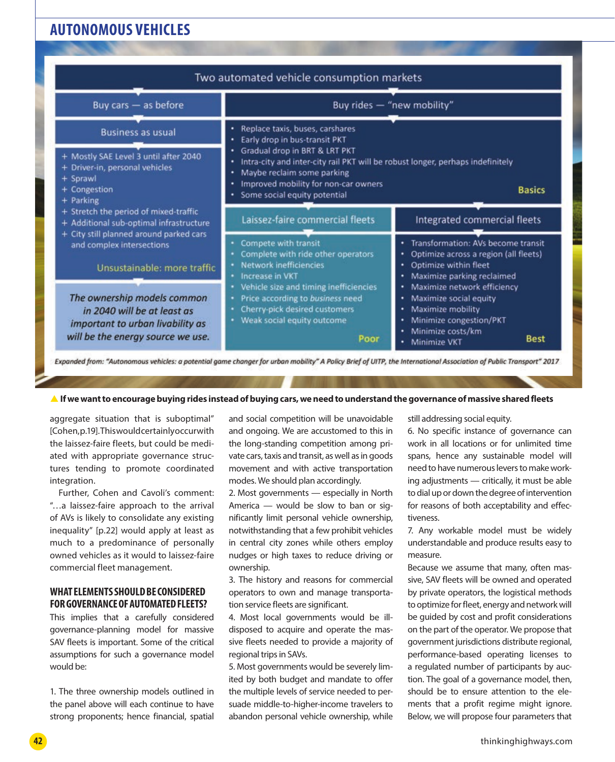## AUTONOMOUS VEHICLES

**Two automated vehicle consumption markets**

| Buy cars — as before | Buy rides — "new mobility" | |
|---|---|---|
| Business as usual | • Replace taxis, buses, carshares<br>• Early drop in bus-transit PKT<br>• Gradual drop in BRT & LRT PKT<br>• Intra-city and inter-city rail PKT will be robust longer, perhaps indefinitely<br>• Maybe reclaim some parking<br>• Improved mobility for non-car owners<br>• Some social equity potential<br>**Basics** | |
| + Mostly SAE Level 3 until after 2040<br>+ Driver-in, personal vehicles<br>+ Sprawl<br>+ Congestion<br>+ Parking<br>+ Stretch the period of mixed-traffic<br>+ Additional sub-optimal infrastructure<br>+ City still planned around parked cars and complex intersections<br>Unsustainable: more traffic | **Laissez-faire commercial fleets**<br>• Compete with transit<br>• Complete with ride other operators<br>• Network inefficiencies<br>• Increase in VKT<br>• Vehicle size and timing inefficiencies<br>• Price according to *business* need<br>• Cherry-pick desired customers<br>• Weak social equity outcome<br>**Poor** | **Integrated commercial fleets**<br>• Transformation: AVs become transit<br>• Optimize across a region (all fleets)<br>• Optimize within fleet<br>• Maximize parking reclaimed<br>• Maximize network efficiency<br>• Maximize social equity<br>• Maximize mobility<br>• Minimize congestion/PKT<br>• Minimize costs/km<br>• Minimize VKT<br>**Best** |
| *The ownership models common in 2040 will be at least as important to urban livability as will be the energy source we use.* | | |

*Expanded from: "Autonomous vehicles: a potential game changer for urban mobility" A Policy Brief of UITP, the International Association of Public Transport" 2017*

**If we want to encourage buying rides instead of buying cars, we need to understand the governance of massive shared fleets**

aggregate situation that is suboptimal" [Cohen, p.19]. This would certainly occur with the laissez-faire fleets, but could be mediated with appropriate governance structures tending to promote coordinated integration.

Further, Cohen and Cavoli's comment: "...a laissez-faire approach to the arrival of AVs is likely to consolidate any existing inequality" [p.22] would apply at least as much to a predominance of personally owned vehicles as it would to laissez-faire commercial fleet management.

### WHAT ELEMENTS SHOULD BE CONSIDERED FOR GOVERNANCE OF AUTOMATED FLEETS?

This implies that a carefully considered governance-planning model for massive SAV fleets is important. Some of the critical assumptions for such a governance model would be:

1. The three ownership models outlined in the panel above will each continue to have strong proponents; hence financial, spatial and social competition will be unavoidable and ongoing. We are accustomed to this in the long-standing competition among private cars, taxis and transit, as well as in goods movement and with active transportation modes. We should plan accordingly.
2. Most governments — especially in North America — would be slow to ban or significantly limit personal vehicle ownership, notwithstanding that a few prohibit vehicles in central city zones while others employ nudges or high taxes to reduce driving or ownership.
3. The history and reasons for commercial operators to own and manage transportation service fleets are significant.
4. Most local governments would be ill-disposed to acquire and operate the massive fleets needed to provide a majority of regional trips in SAVs.
5. Most governments would be severely limited by both budget and mandate to offer the multiple levels of service needed to persuade middle-to-higher-income travelers to abandon personal vehicle ownership, while still addressing social equity.
6. No specific instance of governance can work in all locations or for unlimited time spans, hence any sustainable model will need to have numerous levers to make working adjustments — critically, it must be able to dial up or down the degree of intervention for reasons of both acceptability and effectiveness.
7. Any workable model must be widely understandable and produce results easy to measure.

Because we assume that many, often massive, SAV fleets will be owned and operated by private operators, the logistical methods to optimize for fleet, energy and network will be guided by cost and profit considerations on the part of the operator. We propose that government jurisdictions distribute regional, performance-based operating licenses to a regulated number of participants by auction. The goal of a governance model, then, should be to ensure attention to the elements that a profit regime might ignore. Below, we will propose four parameters that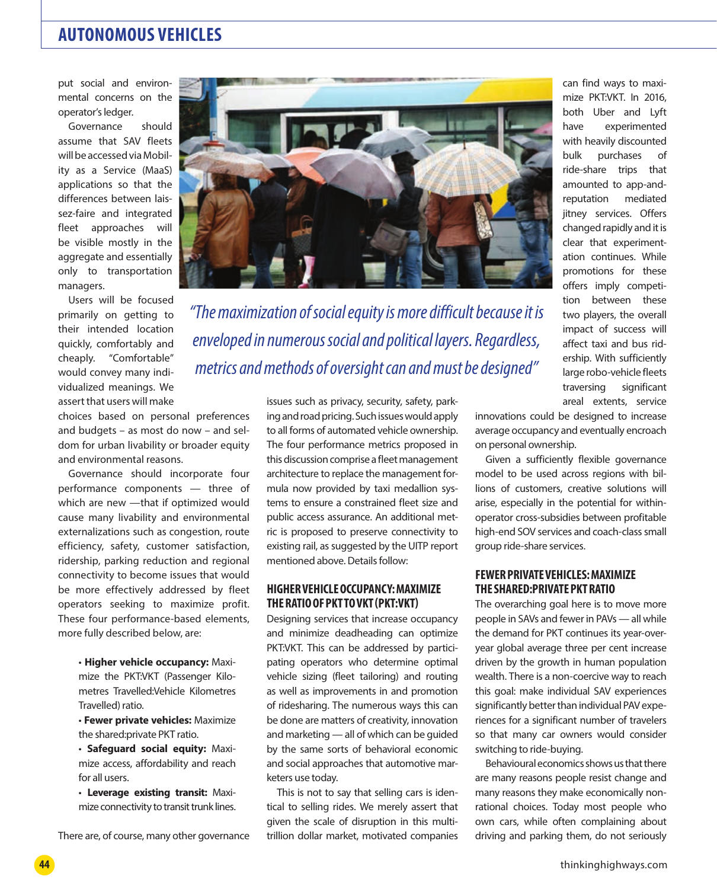put social and environmental concerns on the operator's ledger.

Governance should assume that SAV fleets will be accessed via Mobility as a Service (MaaS) applications so that the differences between laissez-faire and integrated fleet approaches will be visible mostly in the aggregate and essentially only to transportation managers.

Users will be focused primarily on getting to their intended location quickly, comfortably and cheaply. "Comfortable" would convey many individualized meanings. We assert that users will make choices based on personal preferences and budgets – as most do now – and seldom for urban livability or broader equity and environmental reasons.

Governance should incorporate four performance components — three of which are new —that if optimized would cause many livability and environmental externalizations such as congestion, route efficiency, safety, customer satisfaction, ridership, parking reduction and regional connectivity to become issues that would be more effectively addressed by fleet operators seeking to maximize profit. These four performance-based elements, more fully described below, are:

- **Higher vehicle occupancy:** Maximize the PKT:VKT (Passenger Kilometres Travelled:Vehicle Kilometres Travelled) ratio.
- **Fewer private vehicles:** Maximize the shared:private PKT ratio.
- **Safeguard social equity:** Maximize access, affordability and reach for all users.
- **Leverage existing transit:** Maximize connectivity to transit trunk lines.

There are, of course, many other governance issues such as privacy, security, safety, parking and road pricing. Such issues would apply to all forms of automated vehicle ownership. The four performance metrics proposed in this discussion comprise a fleet management architecture to replace the management formula now provided by taxi medallion systems to ensure a constrained fleet size and public access assurance. An additional metric is proposed to preserve connectivity to existing rail, as suggested by the UITP report mentioned above. Details follow:

> *"The maximization of social equity is more difficult because it is enveloped in numerous social and political layers. Regardless, metrics and methods of oversight can and must be designed"*

## HIGHER VEHICLE OCCUPANCY: MAXIMIZE THE RATIO OF PKT TO VKT (PKT:VKT)

Designing services that increase occupancy and minimize deadheading can optimize PKT:VKT. This can be addressed by participating operators who determine optimal vehicle sizing (fleet tailoring) and routing as well as improvements in and promotion of ridesharing. The numerous ways this can be done are matters of creativity, innovation and marketing — all of which can be guided by the same sorts of behavioral economic and social approaches that automotive marketers use today.

This is not to say that selling cars is identical to selling rides. We merely assert that given the scale of disruption in this multi-trillion dollar market, motivated companies can find ways to maximize PKT:VKT. In 2016, both Uber and Lyft have experimented with heavily discounted bulk purchases of ride-share trips that amounted to app-and-reputation mediated jitney services. Offers changed rapidly and it is clear that experimentation continues. While promotions for these offers imply competition between these two players, the overall impact of success will affect taxi and bus ridership. With sufficiently large robo-vehicle fleets traversing significant areal extents, service innovations could be designed to increase average occupancy and eventually encroach on personal ownership.

Given a sufficiently flexible governance model to be used across regions with billions of customers, creative solutions will arise, especially in the potential for within-operator cross-subsidies between profitable high-end SOV services and coach-class small group ride-share services.

## FEWER PRIVATE VEHICLES: MAXIMIZE THE SHARED:PRIVATE PKT RATIO

The overarching goal here is to move more people in SAVs and fewer in PAVs — all while the demand for PKT continues its year-over-year global average three per cent increase driven by the growth in human population wealth. There is a non-coercive way to reach this goal: make individual SAV experiences significantly better than individual PAV experiences for a significant number of travelers so that many car owners would consider switching to ride-buying.

Behavioural economics shows us that there are many reasons people resist change and many reasons they make economically non-rational choices. Today most people who own cars, while often complaining about driving and parking them, do not seriously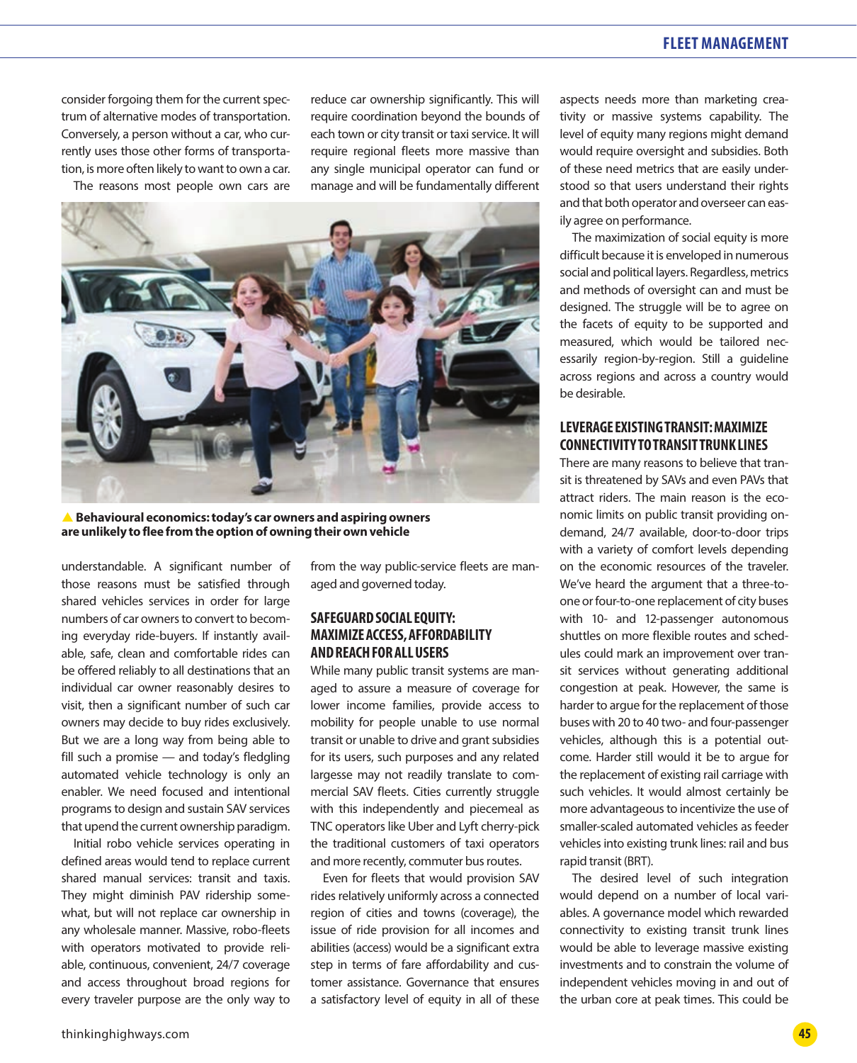consider forgoing them for the current spectrum of alternative modes of transportation. Conversely, a person without a car, who currently uses those other forms of transportation, is more often likely to want to own a car.

The reasons most people own cars are understandable. A significant number of those reasons must be satisfied through shared vehicles services in order for large numbers of car owners to convert to becoming everyday ride-buyers. If instantly available, safe, clean and comfortable rides can be offered reliably to all destinations that an individual car owner reasonably desires to visit, then a significant number of such car owners may decide to buy rides exclusively. But we are a long way from being able to fill such a promise — and today's fledgling automated vehicle technology is only an enabler. We need focused and intentional programs to design and sustain SAV services that upend the current ownership paradigm.

Initial robo vehicle services operating in defined areas would tend to replace current shared manual services: transit and taxis. They might diminish PAV ridership somewhat, but will not replace car ownership in any wholesale manner. Massive, robo-fleets with operators motivated to provide reliable, continuous, convenient, 24/7 coverage and access throughout broad regions for every traveler purpose are the only way to reduce car ownership significantly. This will require coordination beyond the bounds of each town or city transit or taxi service. It will require regional fleets more massive than any single municipal operator can fund or manage and will be fundamentally different from the way public-service fleets are managed and governed today.

**Behavioural economics: today's car owners and aspiring owners are unlikely to flee from the option of owning their own vehicle**

## SAFEGUARD SOCIAL EQUITY: MAXIMIZE ACCESS, AFFORDABILITY AND REACH FOR ALL USERS

While many public transit systems are managed to assure a measure of coverage for lower income families, provide access to mobility for people unable to use normal transit or unable to drive and grant subsidies for its users, such purposes and any related largesse may not readily translate to commercial SAV fleets. Cities currently struggle with this independently and piecemeal as TNC operators like Uber and Lyft cherry-pick the traditional customers of taxi operators and more recently, commuter bus routes.

Even for fleets that would provision SAV rides relatively uniformly across a connected region of cities and towns (coverage), the issue of ride provision for all incomes and abilities (access) would be a significant extra step in terms of fare affordability and customer assistance. Governance that ensures a satisfactory level of equity in all of these aspects needs more than marketing creativity or massive systems capability. The level of equity many regions might demand would require oversight and subsidies. Both of these need metrics that are easily understood so that users understand their rights and that both operator and overseer can easily agree on performance.

The maximization of social equity is more difficult because it is enveloped in numerous social and political layers. Regardless, metrics and methods of oversight can and must be designed. The struggle will be to agree on the facets of equity to be supported and measured, which would be tailored necessarily region-by-region. Still a guideline across regions and across a country would be desirable.

## LEVERAGE EXISTING TRANSIT: MAXIMIZE CONNECTIVITY TO TRANSIT TRUNK LINES

There are many reasons to believe that transit is threatened by SAVs and even PAVs that attract riders. The main reason is the economic limits on public transit providing on-demand, 24/7 available, door-to-door trips with a variety of comfort levels depending on the economic resources of the traveler. We've heard the argument that a three-to-one or four-to-one replacement of city buses with 10- and 12-passenger autonomous shuttles on more flexible routes and schedules could mark an improvement over transit services without generating additional congestion at peak. However, the same is harder to argue for the replacement of those buses with 20 to 40 two- and four-passenger vehicles, although this is a potential outcome. Harder still would it be to argue for the replacement of existing rail carriage with such vehicles. It would almost certainly be more advantageous to incentivize the use of smaller-scaled automated vehicles as feeder vehicles into existing trunk lines: rail and bus rapid transit (BRT).

The desired level of such integration would depend on a number of local variables. A governance model which rewarded connectivity to existing transit trunk lines would be able to leverage massive existing investments and to constrain the volume of independent vehicles moving in and out of the urban core at peak times. This could be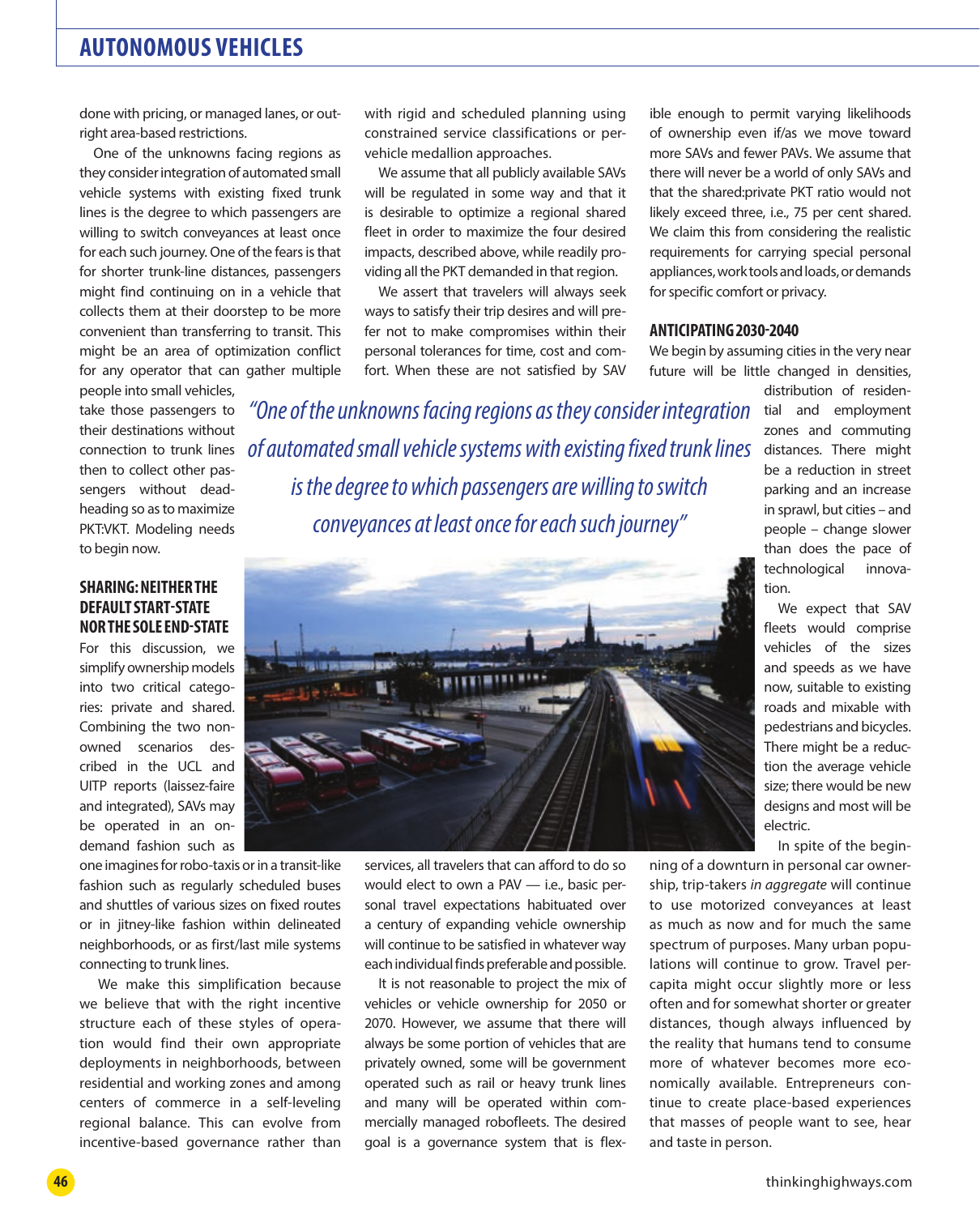done with pricing, or managed lanes, or outright area-based restrictions.

One of the unknowns facing regions as they consider integration of automated small vehicle systems with existing fixed trunk lines is the degree to which passengers are willing to switch conveyances at least once for each such journey. One of the fears is that for shorter trunk-line distances, passengers might find continuing on in a vehicle that collects them at their doorstep to be more convenient than transferring to transit. This might be an area of optimization conflict for any operator that can gather multiple people into small vehicles, take those passengers to their destinations without connection to trunk lines then to collect other passengers without deadheading so as to maximize PKT:VKT. Modeling needs to begin now.

> *"One of the unknowns facing regions as they consider integration of automated small vehicle systems with existing fixed trunk lines is the degree to which passengers are willing to switch conveyances at least once for each such journey"*

## SHARING: NEITHER THE DEFAULT START-STATE NOR THE SOLE END-STATE

For this discussion, we simplify ownership models into two critical categories: private and shared. Combining the two non-owned scenarios described in the UCL and UITP reports (laissez-faire and integrated), SAVs may be operated in an on-demand fashion such as one imagines for robo-taxis or in a transit-like fashion such as regularly scheduled buses and shuttles of various sizes on fixed routes or in jitney-like fashion within delineated neighborhoods, or as first/last mile systems connecting to trunk lines.

We make this simplification because we believe that with the right incentive structure each of these styles of operation would find their own appropriate deployments in neighborhoods, between residential and working zones and among centers of commerce in a self-leveling regional balance. This can evolve from incentive-based governance rather than with rigid and scheduled planning using constrained service classifications or per-vehicle medallion approaches.

We assume that all publicly available SAVs will be regulated in some way and that it is desirable to optimize a regional shared fleet in order to maximize the four desired impacts, described above, while readily providing all the PKT demanded in that region.

We assert that travelers will always seek ways to satisfy their trip desires and will prefer not to make compromises within their personal tolerances for time, cost and comfort. When these are not satisfied by SAV services, all travelers that can afford to do so would elect to own a PAV — i.e., basic personal travel expectations habituated over a century of expanding vehicle ownership will continue to be satisfied in whatever way each individual finds preferable and possible.

It is not reasonable to project the mix of vehicles or vehicle ownership for 2050 or 2070. However, we assume that there will always be some portion of vehicles that are privately owned, some will be government operated such as rail or heavy trunk lines and many will be operated within commercially managed robofleets. The desired goal is a governance system that is flexible enough to permit varying likelihoods of ownership even if/as we move toward more SAVs and fewer PAVs. We assume that there will never be a world of only SAVs and that the shared:private PKT ratio would not likely exceed three, i.e., 75 per cent shared. We claim this from considering the realistic requirements for carrying special personal appliances, work tools and loads, or demands for specific comfort or privacy.

## ANTICIPATING 2030-2040

We begin by assuming cities in the very near future will be little changed in densities, distribution of residential and employment zones and commuting distances. There might be a reduction in street parking and an increase in sprawl, but cities – and people – change slower than does the pace of technological innovation.

We expect that SAV fleets would comprise vehicles of the sizes and speeds as we have now, suitable to existing roads and mixable with pedestrians and bicycles. There might be a reduction the average vehicle size; there would be new designs and most will be electric.

In spite of the beginning of a downturn in personal car ownership, trip-takers *in aggregate* will continue to use motorized conveyances at least as much as now and for much the same spectrum of purposes. Many urban populations will continue to grow. Travel per-capita might occur slightly more or less often and for somewhat shorter or greater distances, though always influenced by the reality that humans tend to consume more of whatever becomes more economically available. Entrepreneurs continue to create place-based experiences that masses of people want to see, hear and taste in person.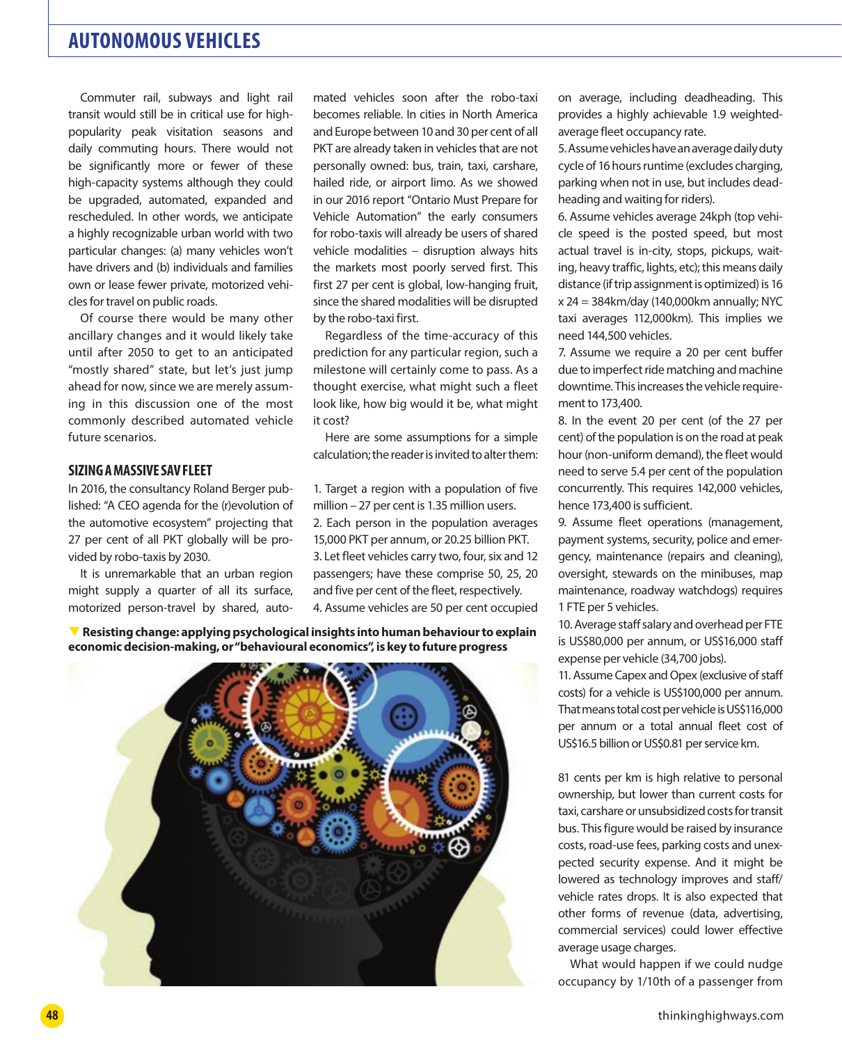Commuter rail, subways and light rail transit would still be in critical use for high-popularity peak visitation seasons and daily commuting hours. There would not be significantly more or fewer of these high-capacity systems although they could be upgraded, automated, expanded and rescheduled. In other words, we anticipate a highly recognizable urban world with two particular changes: (a) many vehicles won't have drivers and (b) individuals and families own or lease fewer private, motorized vehicles for travel on public roads.

Of course there would be many other ancillary changes and it would likely take until after 2050 to get to an anticipated "mostly shared" state, but let's just jump ahead for now, since we are merely assuming in this discussion one of the most commonly described automated vehicle future scenarios.

### SIZING A MASSIVE SAV FLEET

In 2016, the consultancy Roland Berger published: "A CEO agenda for the (r)evolution of the automotive ecosystem" projecting that 27 per cent of all PKT globally will be provided by robo-taxis by 2030.

It is unremarkable that an urban region might supply a quarter of all its surface, motorized person-travel by shared, automated vehicles soon after the robo-taxi becomes reliable. In cities in North America and Europe between 10 and 30 per cent of all PKT are already taken in vehicles that are not personally owned: bus, train, taxi, carshare, hailed ride, or airport limo. As we showed in our 2016 report "Ontario Must Prepare for Vehicle Automation" the early consumers for robo-taxis will already be users of shared vehicle modalities – disruption always hits the markets most poorly served first. This first 27 per cent is global, low-hanging fruit, since the shared modalities will be disrupted by the robo-taxi first.

Regardless of the time-accuracy of this prediction for any particular region, such a milestone will certainly come to pass. As a thought exercise, what might such a fleet look like, how big would it be, what might it cost?

Here are some assumptions for a simple calculation; the reader is invited to alter them:

1. Target a region with a population of five million – 27 per cent is 1.35 million users.
2. Each person in the population averages 15,000 PKT per annum, or 20.25 billion PKT.
3. Let fleet vehicles carry two, four, six and 12 passengers; have these comprise 50, 25, 20 and five per cent of the fleet, respectively.
4. Assume vehicles are 50 per cent occupied on average, including deadheading. This provides a highly achievable 1.9 weighted-average fleet occupancy rate.
5. Assume vehicles have an average daily duty cycle of 16 hours runtime (excludes charging, parking when not in use, but includes deadheading and waiting for riders).
6. Assume vehicles average 24kph (top vehicle speed is the posted speed, but most actual travel is in-city, stops, pickups, waiting, heavy traffic, lights, etc); this means daily distance (if trip assignment is optimized) is 16 x 24 = 384km/day (140,000km annually; NYC taxi averages 112,000km). This implies we need 144,500 vehicles.
7. Assume we require a 20 per cent buffer due to imperfect ride matching and machine downtime. This increases the vehicle requirement to 173,400.
8. In the event 20 per cent (of the 27 per cent) of the population is on the road at peak hour (non-uniform demand), the fleet would need to serve 5.4 per cent of the population concurrently. This requires 142,000 vehicles, hence 173,400 is sufficient.
9. Assume fleet operations (management, payment systems, security, police and emergency, maintenance (repairs and cleaning), oversight, stewards on the minibuses, map maintenance, roadway watchdogs) requires 1 FTE per 5 vehicles.
10. Average staff salary and overhead per FTE is US$80,000 per annum, or US$16,000 staff expense per vehicle (34,700 jobs).
11. Assume Capex and Opex (exclusive of staff costs) for a vehicle is US$100,000 per annum. That means total cost per vehicle is US$116,000 per annum or a total annual fleet cost of US$16.5 billion or US$0.81 per service km.

81 cents per km is high relative to personal ownership, but lower than current costs for taxi, carshare or unsubsidized costs for transit bus. This figure would be raised by insurance costs, road-use fees, parking costs and unexpected security expense. And it might be lowered as technology improves and staff/vehicle rates drops. It is also expected that other forms of revenue (data, advertising, commercial services) could lower effective average usage charges.

What would happen if we could nudge occupancy by 1/10th of a passenger from

**Resisting change: applying psychological insights into human behaviour to explain economic decision-making, or "behavioural economics", is key to future progress**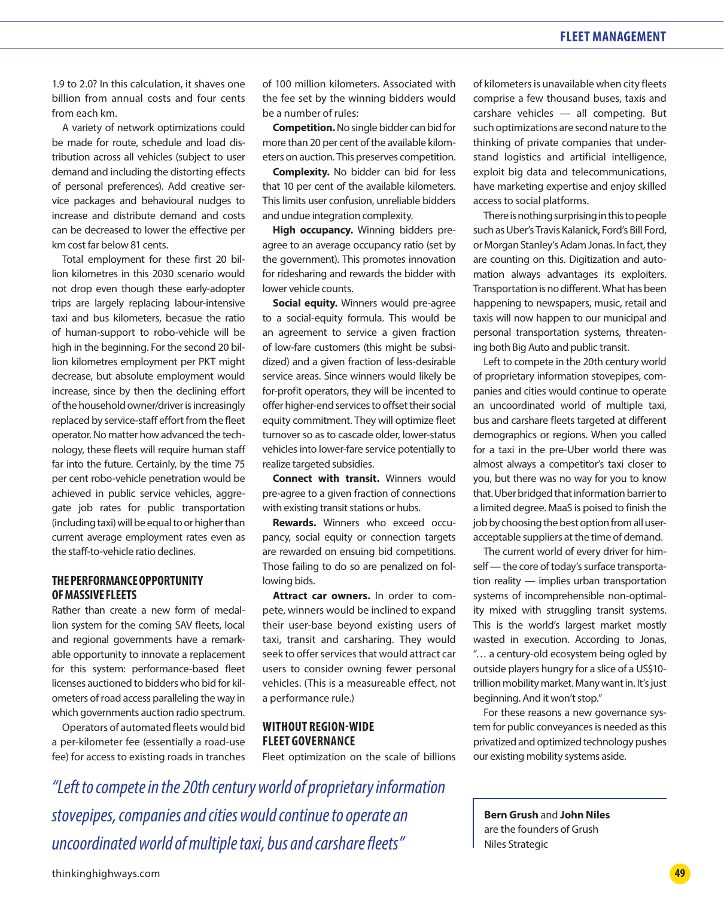1.9 to 2.0? In this calculation, it shaves one billion from annual costs and four cents from each km.

A variety of network optimizations could be made for route, schedule and load distribution across all vehicles (subject to user demand and including the distorting effects of personal preferences). Add creative service packages and behavioural nudges to increase and distribute demand and costs can be decreased to lower the effective per km cost far below 81 cents.

Total employment for these first 20 billion kilometres in this 2030 scenario would not drop even though these early-adopter trips are largely replacing labour-intensive taxi and bus kilometers, becasue the ratio of human-support to robo-vehicle will be high in the beginning. For the second 20 billion kilometres employment per PKT might decrease, but absolute employment would increase, since by then the declining effort of the household owner/driver is increasingly replaced by service-staff effort from the fleet operator. No matter how advanced the technology, these fleets will require human staff far into the future. Certainly, by the time 75 per cent robo-vehicle penetration would be achieved in public service vehicles, aggregate job rates for public transportation (including taxi) will be equal to or higher than current average employment rates even as the staff-to-vehicle ratio declines.

## THE PERFORMANCE OPPORTUNITY OF MASSIVE FLEETS

Rather than create a new form of medallion system for the coming SAV fleets, local and regional governments have a remarkable opportunity to innovate a replacement for this system: performance-based fleet licenses auctioned to bidders who bid for kilometers of road access paralleling the way in which governments auction radio spectrum.

Operators of automated fleets would bid a per-kilometer fee (essentially a road-use fee) for access to existing roads in tranches of 100 million kilometers. Associated with the fee set by the winning bidders would be a number of rules:

**Competition.** No single bidder can bid for more than 20 per cent of the available kilometers on auction. This preserves competition.

**Complexity.** No bidder can bid for less that 10 per cent of the available kilometers. This limits user confusion, unreliable bidders and undue integration complexity.

**High occupancy.** Winning bidders pre-agree to an average occupancy ratio (set by the government). This promotes innovation for ridesharing and rewards the bidder with lower vehicle counts.

**Social equity.** Winners would pre-agree to a social-equity formula. This would be an agreement to service a given fraction of low-fare customers (this might be subsidized) and a given fraction of less-desirable service areas. Since winners would likely be for-profit operators, they will be incented to offer higher-end services to offset their social equity commitment. They will optimize fleet turnover so as to cascade older, lower-status vehicles into lower-fare service potentially to realize targeted subsidies.

**Connect with transit.** Winners would pre-agree to a given fraction of connections with existing transit stations or hubs.

**Rewards.** Winners who exceed occupancy, social equity or connection targets are rewarded on ensuing bid competitions. Those failing to do so are penalized on following bids.

**Attract car owners.** In order to compete, winners would be inclined to expand their user-base beyond existing users of taxi, transit and carsharing. They would seek to offer services that would attract car users to consider owning fewer personal vehicles. (This is a measureable effect, not a performance rule.)

## WITHOUT REGION-WIDE FLEET GOVERNANCE

Fleet optimization on the scale of billions of kilometers is unavailable when city fleets comprise a few thousand buses, taxis and carshare vehicles — all competing. But such optimizations are second nature to the thinking of private companies that understand logistics and artificial intelligence, exploit big data and telecommunications, have marketing expertise and enjoy skilled access to social platforms.

There is nothing surprising in this to people such as Uber's Travis Kalanick, Ford's Bill Ford, or Morgan Stanley's Adam Jonas. In fact, they are counting on this. Digitization and automation always advantages its exploiters. Transportation is no different. What has been happening to newspapers, music, retail and taxis will now happen to our municipal and personal transportation systems, threatening both Big Auto and public transit.

Left to compete in the 20th century world of proprietary information stovepipes, companies and cities would continue to operate an uncoordinated world of multiple taxi, bus and carshare fleets targeted at different demographics or regions. When you called for a taxi in the pre-Uber world there was almost always a competitor's taxi closer to you, but there was no way for you to know that. Uber bridged that information barrier to a limited degree. MaaS is poised to finish the job by choosing the best option from all user-acceptable suppliers at the time of demand.

The current world of every driver for himself — the core of today's surface transportation reality — implies urban transportation systems of incomprehensible non-optimality mixed with struggling transit systems. This is the world's largest market mostly wasted in execution. According to Jonas, "… a century-old ecosystem being ogled by outside players hungry for a slice of a US$10-trillion mobility market. Many want in. It's just beginning. And it won't stop."

For these reasons a new governance system for public conveyances is needed as this privatized and optimized technology pushes our existing mobility systems aside.

*"Left to compete in the 20th century world of proprietary information stovepipes, companies and cities would continue to operate an uncoordinated world of multiple taxi, bus and carshare fleets"*

**Bern Grush** and **John Niles** are the founders of Grush Niles Strategic